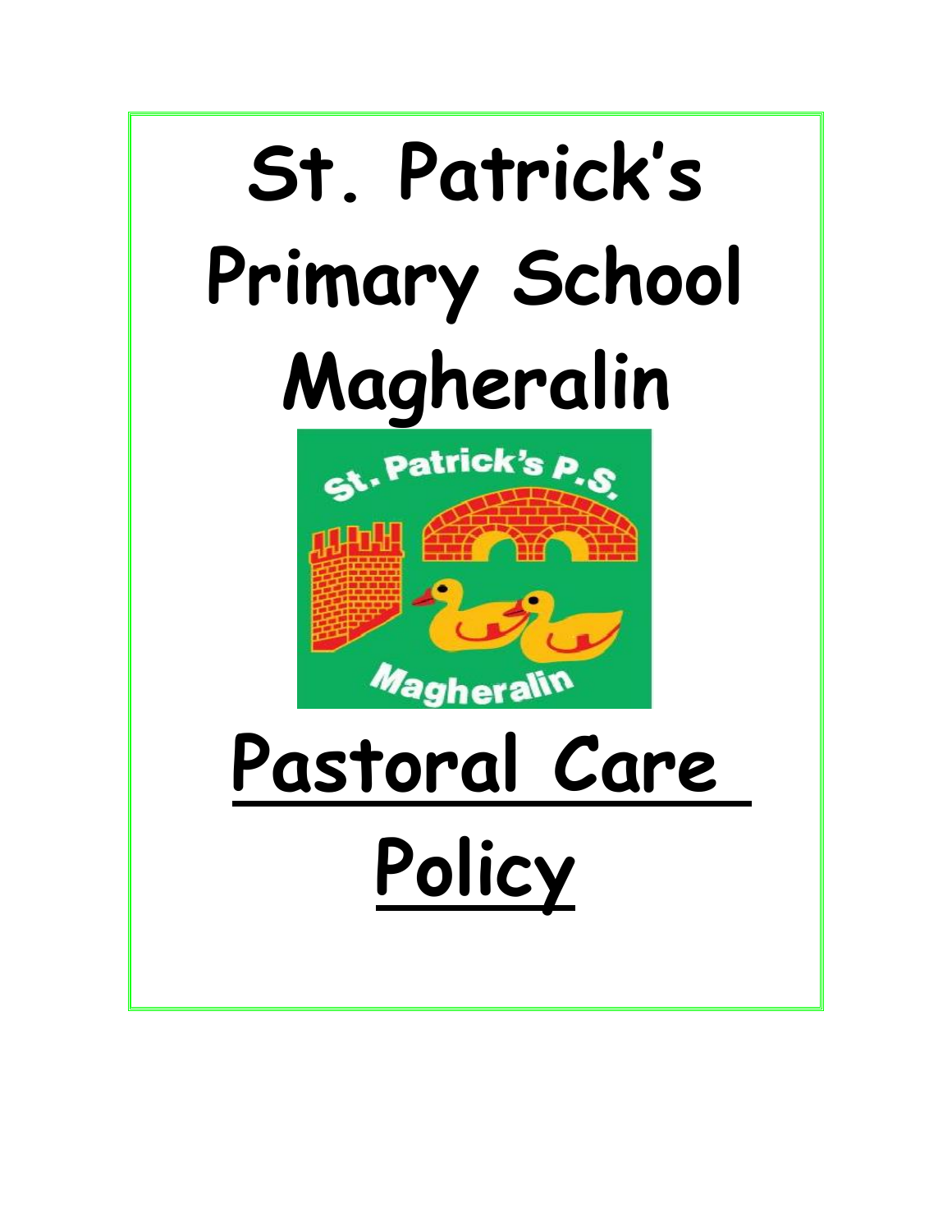# St. Patrick's Primary School Magheralin

# Pastoral Care Policy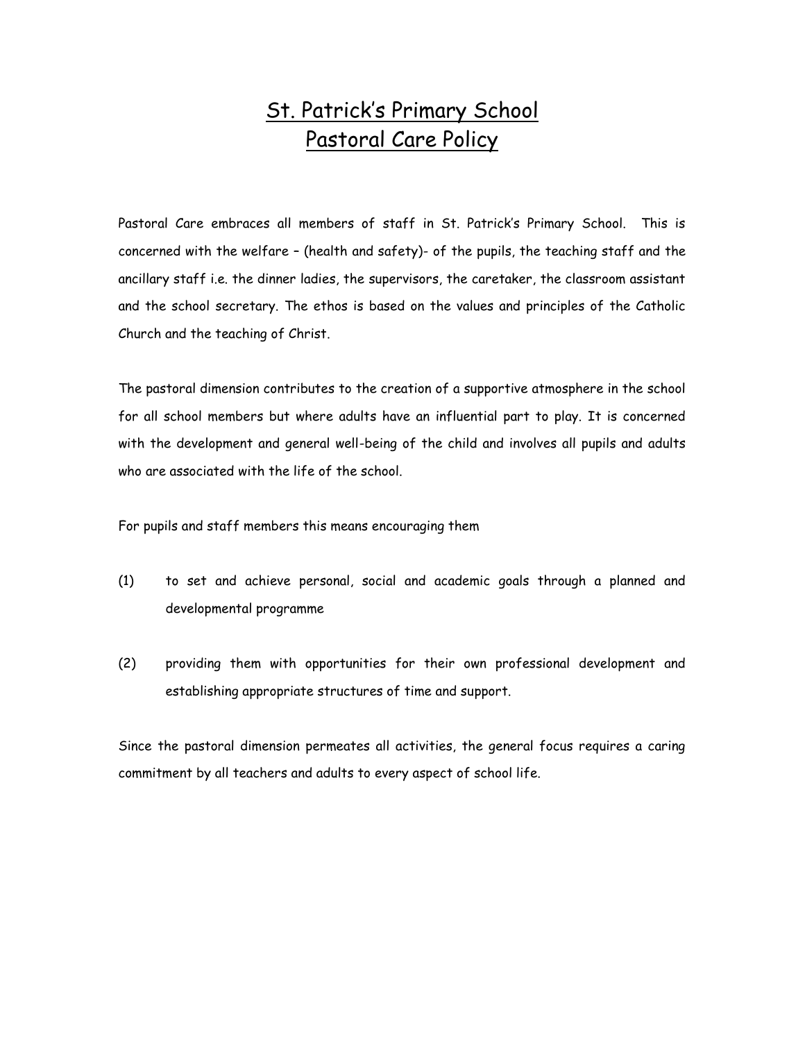# St. Patrick's Primary School
# Pastoral Care Policy

Pastoral Care embraces all members of staff in St. Patrick's Primary School. This is concerned with the welfare – (health and safety)- of the pupils, the teaching staff and the ancillary staff i.e. the dinner ladies, the supervisors, the caretaker, the classroom assistant and the school secretary. The ethos is based on the values and principles of the Catholic Church and the teaching of Christ.

The pastoral dimension contributes to the creation of a supportive atmosphere in the school for all school members but where adults have an influential part to play. It is concerned with the development and general well-being of the child and involves all pupils and adults who are associated with the life of the school.

For pupils and staff members this means encouraging them

(1) to set and achieve personal, social and academic goals through a planned and developmental programme

(2) providing them with opportunities for their own professional development and establishing appropriate structures of time and support.

Since the pastoral dimension permeates all activities, the general focus requires a caring commitment by all teachers and adults to every aspect of school life.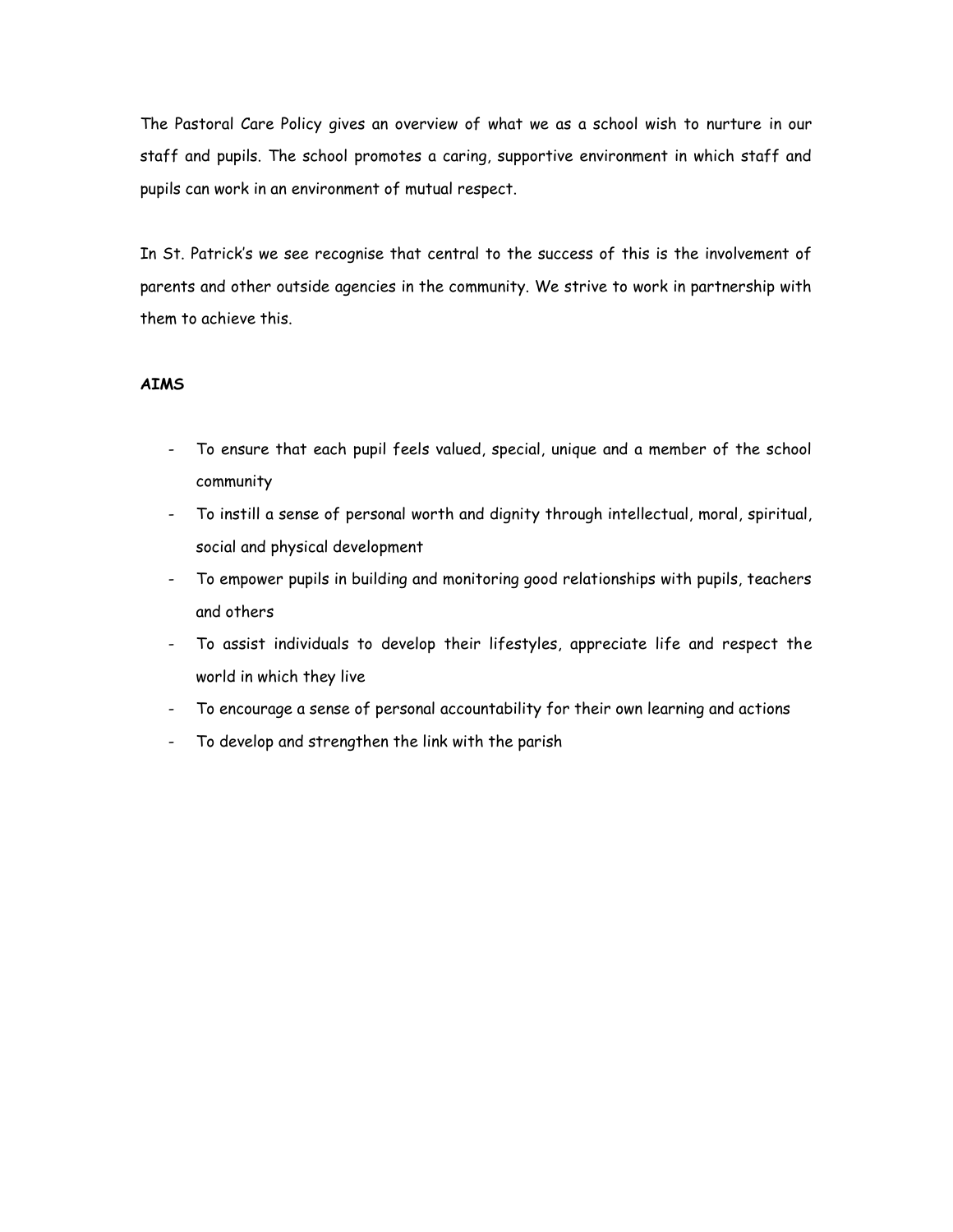The Pastoral Care Policy gives an overview of what we as a school wish to nurture in our staff and pupils. The school promotes a caring, supportive environment in which staff and pupils can work in an environment of mutual respect.

In St. Patrick's we see recognise that central to the success of this is the involvement of parents and other outside agencies in the community. We strive to work in partnership with them to achieve this.

**AIMS**

- To ensure that each pupil feels valued, special, unique and a member of the school community
- To instill a sense of personal worth and dignity through intellectual, moral, spiritual, social and physical development
- To empower pupils in building and monitoring good relationships with pupils, teachers and others
- To assist individuals to develop their lifestyles, appreciate life and respect the world in which they live
- To encourage a sense of personal accountability for their own learning and actions
- To develop and strengthen the link with the parish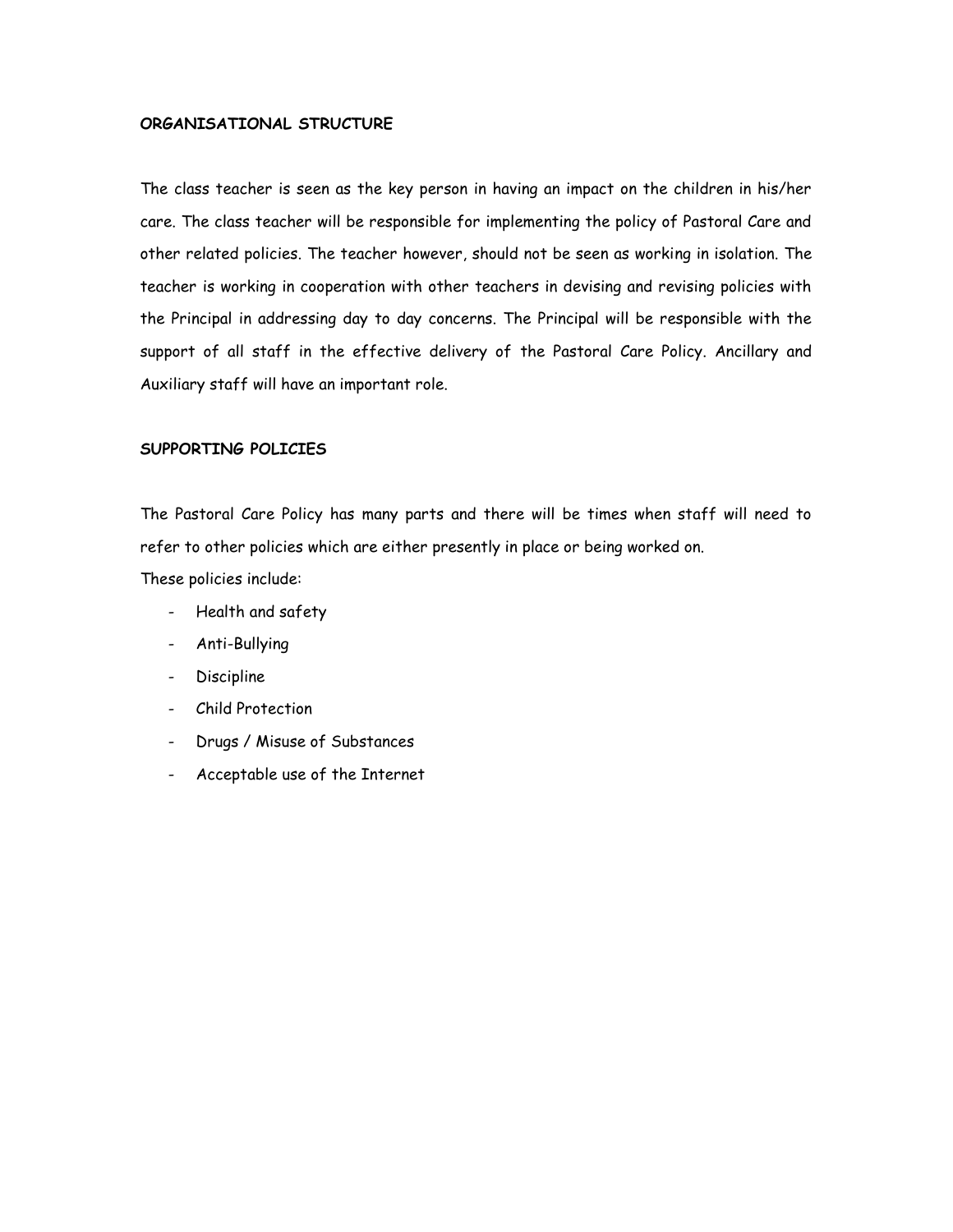## ORGANISATIONAL STRUCTURE

The class teacher is seen as the key person in having an impact on the children in his/her care. The class teacher will be responsible for implementing the policy of Pastoral Care and other related policies. The teacher however, should not be seen as working in isolation. The teacher is working in cooperation with other teachers in devising and revising policies with the Principal in addressing day to day concerns. The Principal will be responsible with the support of all staff in the effective delivery of the Pastoral Care Policy. Ancillary and Auxiliary staff will have an important role.

## SUPPORTING POLICIES

The Pastoral Care Policy has many parts and there will be times when staff will need to refer to other policies which are either presently in place or being worked on.

These policies include:

- Health and safety
- Anti-Bullying
- Discipline
- Child Protection
- Drugs / Misuse of Substances
- Acceptable use of the Internet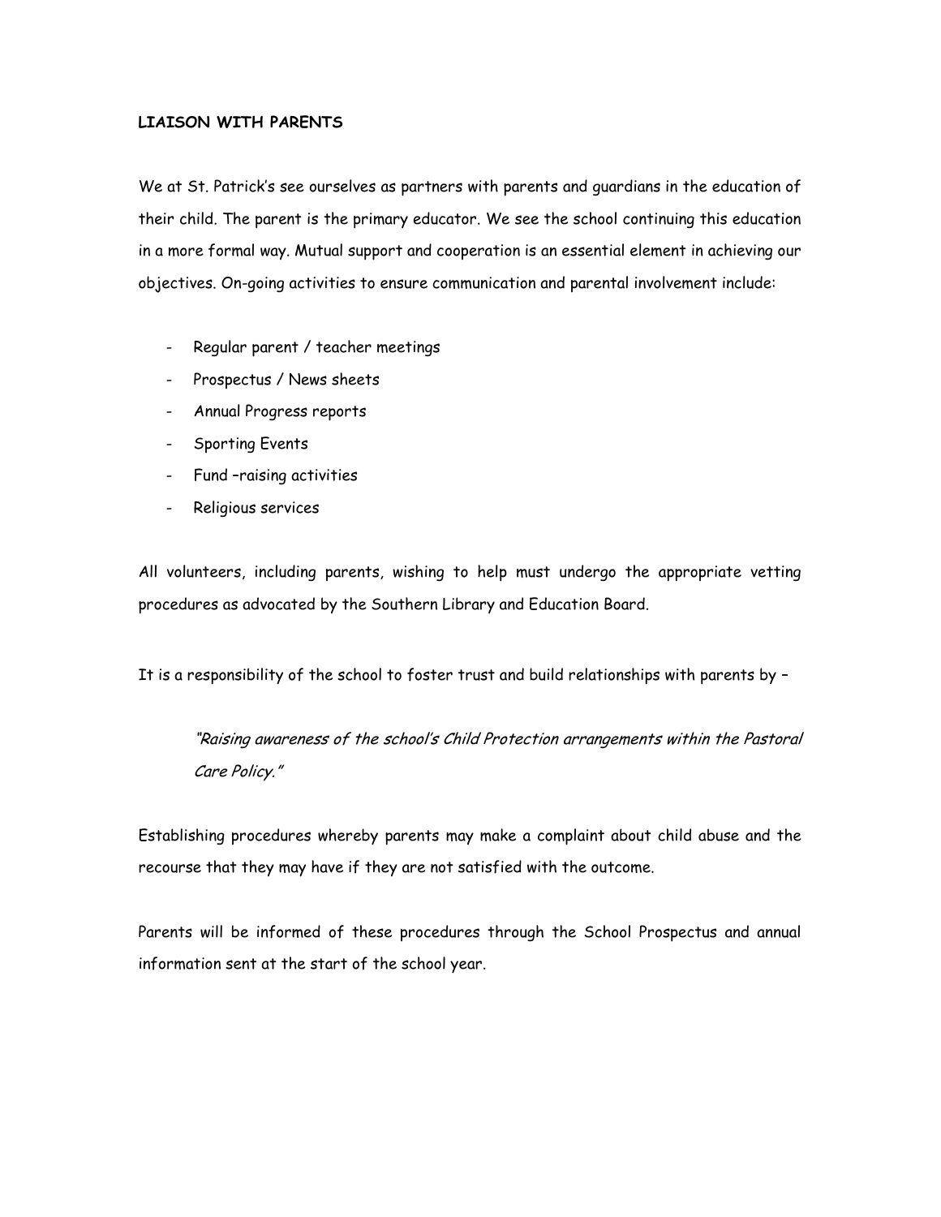**LIAISON WITH PARENTS**

We at St. Patrick's see ourselves as partners with parents and guardians in the education of their child. The parent is the primary educator. We see the school continuing this education in a more formal way. Mutual support and cooperation is an essential element in achieving our objectives. On-going activities to ensure communication and parental involvement include:

- Regular parent / teacher meetings
- Prospectus / News sheets
- Annual Progress reports
- Sporting Events
- Fund –raising activities
- Religious services

All volunteers, including parents, wishing to help must undergo the appropriate vetting procedures as advocated by the Southern Library and Education Board.

It is a responsibility of the school to foster trust and build relationships with parents by –

> *"Raising awareness of the school's Child Protection arrangements within the Pastoral Care Policy."*

Establishing procedures whereby parents may make a complaint about child abuse and the recourse that they may have if they are not satisfied with the outcome.

Parents will be informed of these procedures through the School Prospectus and annual information sent at the start of the school year.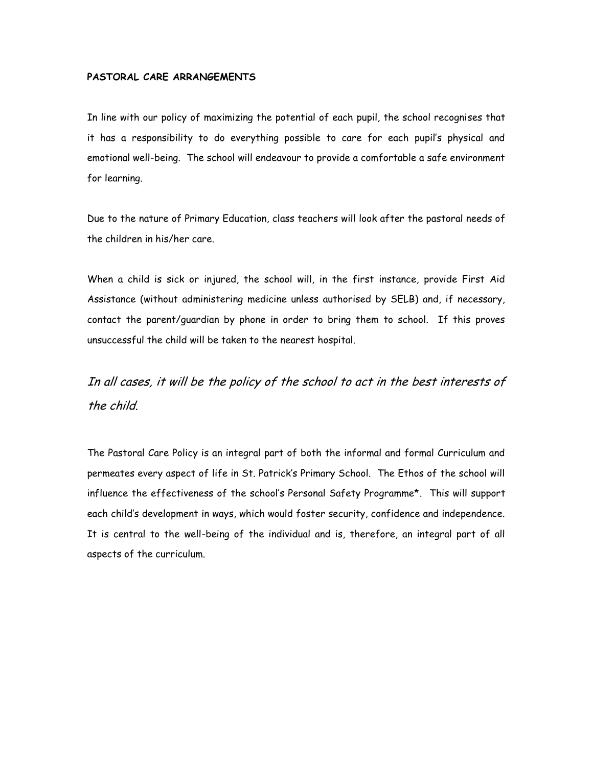**PASTORAL CARE ARRANGEMENTS**

In line with our policy of maximizing the potential of each pupil, the school recognises that it has a responsibility to do everything possible to care for each pupil's physical and emotional well-being. The school will endeavour to provide a comfortable a safe environment for learning.

Due to the nature of Primary Education, class teachers will look after the pastoral needs of the children in his/her care.

When a child is sick or injured, the school will, in the first instance, provide First Aid Assistance (without administering medicine unless authorised by SELB) and, if necessary, contact the parent/guardian by phone in order to bring them to school. If this proves unsuccessful the child will be taken to the nearest hospital.

*In all cases, it will be the policy of the school to act in the best interests of the child.*

The Pastoral Care Policy is an integral part of both the informal and formal Curriculum and permeates every aspect of life in St. Patrick's Primary School. The Ethos of the school will influence the effectiveness of the school's Personal Safety Programme*. This will support each child's development in ways, which would foster security, confidence and independence. It is central to the well-being of the individual and is, therefore, an integral part of all aspects of the curriculum.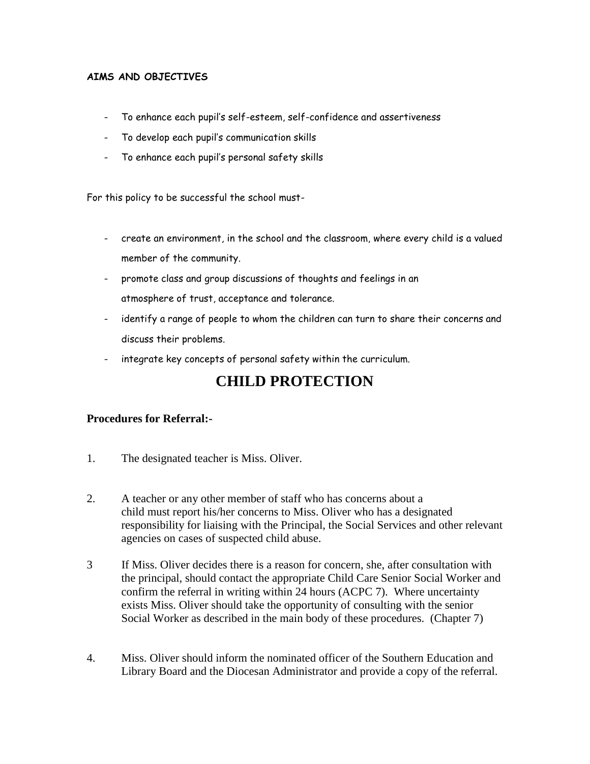#### AIMS AND OBJECTIVES

- To enhance each pupil's self-esteem, self-confidence and assertiveness
- To develop each pupil's communication skills
- To enhance each pupil's personal safety skills

For this policy to be successful the school must-

- create an environment, in the school and the classroom, where every child is a valued member of the community.
- promote class and group discussions of thoughts and feelings in an atmosphere of trust, acceptance and tolerance.
- identify a range of people to whom the children can turn to share their concerns and discuss their problems.
- integrate key concepts of personal safety within the curriculum.

# CHILD PROTECTION

**Procedures for Referral:-**

1. The designated teacher is Miss. Oliver.

2. A teacher or any other member of staff who has concerns about a child must report his/her concerns to Miss. Oliver who has a designated responsibility for liaising with the Principal, the Social Services and other relevant agencies on cases of suspected child abuse.

3 If Miss. Oliver decides there is a reason for concern, she, after consultation with the principal, should contact the appropriate Child Care Senior Social Worker and confirm the referral in writing within 24 hours (ACPC 7). Where uncertainty exists Miss. Oliver should take the opportunity of consulting with the senior Social Worker as described in the main body of these procedures. (Chapter 7)

4. Miss. Oliver should inform the nominated officer of the Southern Education and Library Board and the Diocesan Administrator and provide a copy of the referral.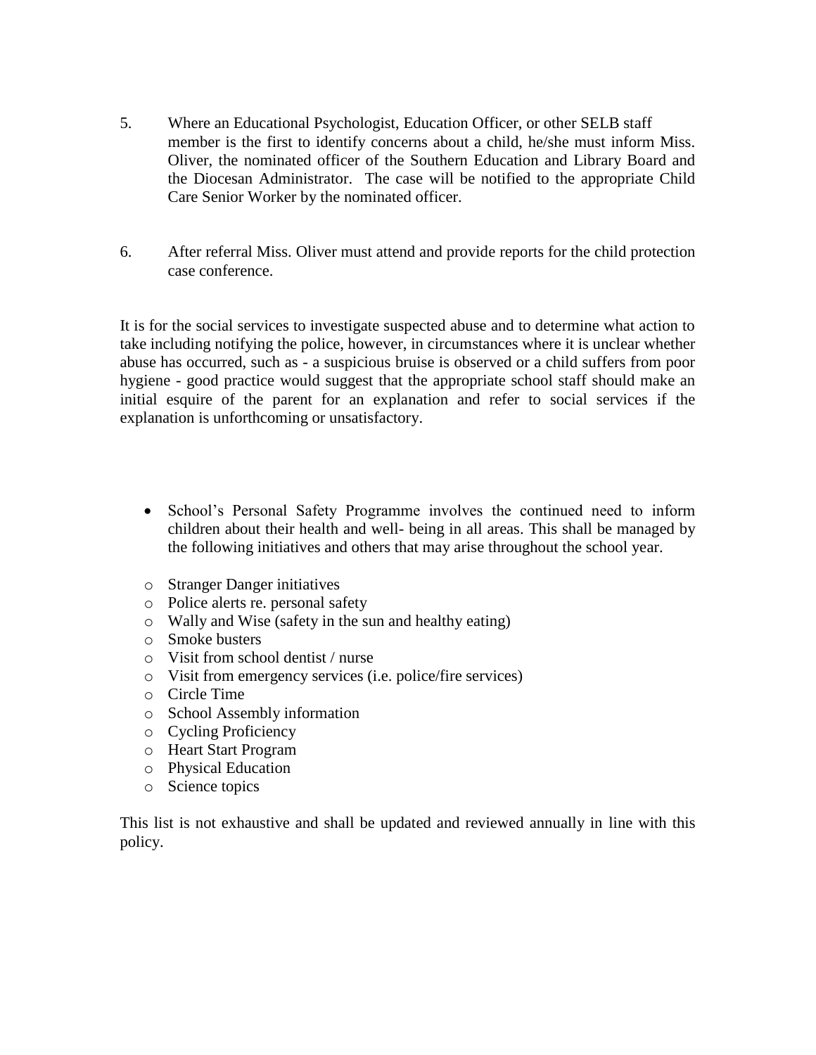5. Where an Educational Psychologist, Education Officer, or other SELB staff member is the first to identify concerns about a child, he/she must inform Miss. Oliver, the nominated officer of the Southern Education and Library Board and the Diocesan Administrator. The case will be notified to the appropriate Child Care Senior Worker by the nominated officer.

6. After referral Miss. Oliver must attend and provide reports for the child protection case conference.

It is for the social services to investigate suspected abuse and to determine what action to take including notifying the police, however, in circumstances where it is unclear whether abuse has occurred, such as - a suspicious bruise is observed or a child suffers from poor hygiene - good practice would suggest that the appropriate school staff should make an initial esquire of the parent for an explanation and refer to social services if the explanation is unforthcoming or unsatisfactory.

- School's Personal Safety Programme involves the continued need to inform children about their health and well- being in all areas. This shall be managed by the following initiatives and others that may arise throughout the school year.

  - Stranger Danger initiatives
  - Police alerts re. personal safety
  - Wally and Wise (safety in the sun and healthy eating)
  - Smoke busters
  - Visit from school dentist / nurse
  - Visit from emergency services (i.e. police/fire services)
  - Circle Time
  - School Assembly information
  - Cycling Proficiency
  - Heart Start Program
  - Physical Education
  - Science topics

This list is not exhaustive and shall be updated and reviewed annually in line with this policy.